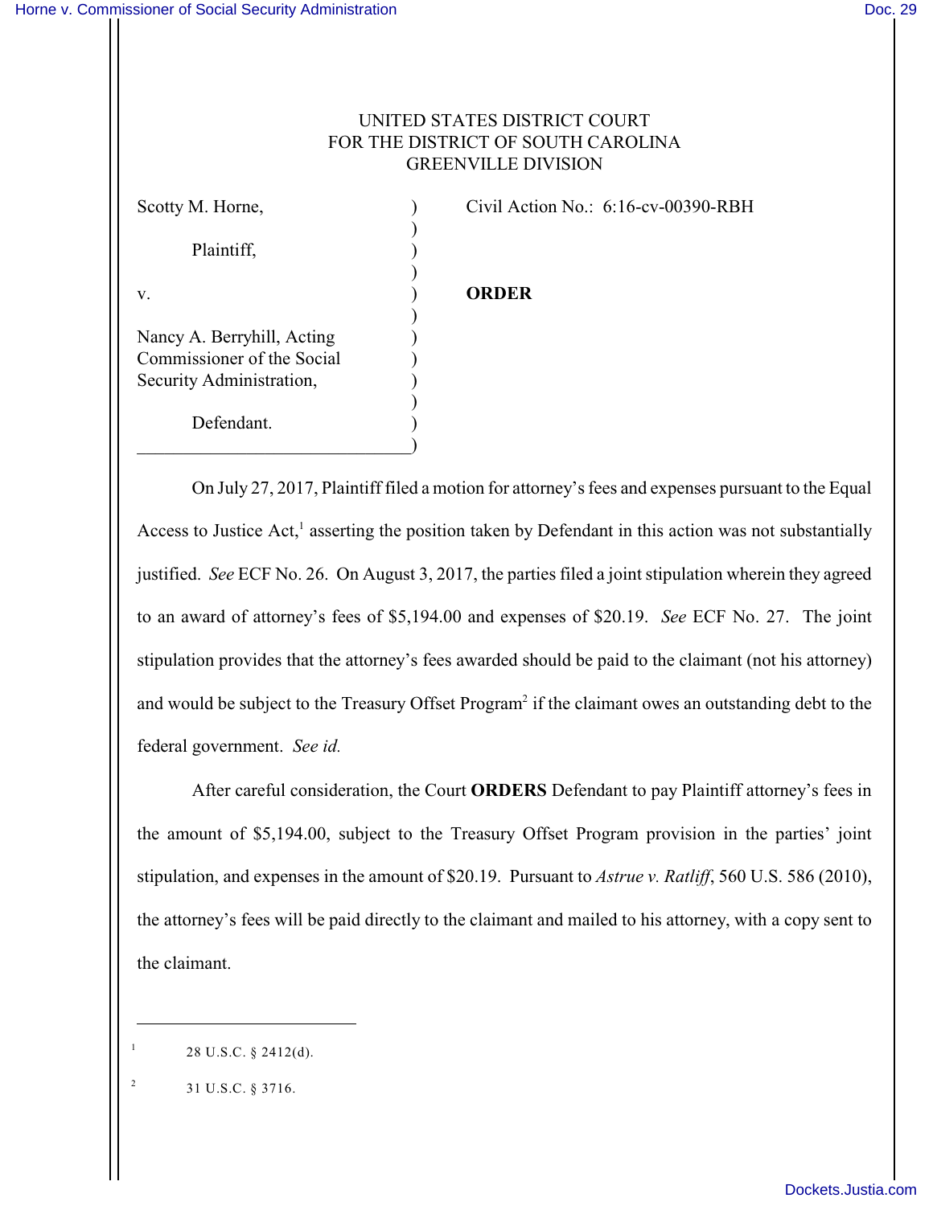UNITED STATES DISTRICT COURT
FOR THE DISTRICT OF SOUTH CAROLINA
GREENVILLE DIVISION

Scotty M. Horne,

Plaintiff,

v.

Nancy A. Berryhill, Acting Commissioner of the Social Security Administration,

Defendant.

Civil Action No.: 6:16-cv-00390-RBH

**ORDER**

On July 27, 2017, Plaintiff filed a motion for attorney's fees and expenses pursuant to the Equal Access to Justice Act,[1] asserting the position taken by Defendant in this action was not substantially justified. *See* ECF No. 26. On August 3, 2017, the parties filed a joint stipulation wherein they agreed to an award of attorney's fees of $5,194.00 and expenses of $20.19. *See* ECF No. 27. The joint stipulation provides that the attorney's fees awarded should be paid to the claimant (not his attorney) and would be subject to the Treasury Offset Program[2] if the claimant owes an outstanding debt to the federal government. *See id.*

After careful consideration, the Court **ORDERS** Defendant to pay Plaintiff attorney's fees in the amount of $5,194.00, subject to the Treasury Offset Program provision in the parties' joint stipulation, and expenses in the amount of $20.19. Pursuant to *Astrue v. Ratliff*, 560 U.S. 586 (2010), the attorney's fees will be paid directly to the claimant and mailed to his attorney, with a copy sent to the claimant.

---

[1] 28 U.S.C. § 2412(d).

[2] 31 U.S.C. § 3716.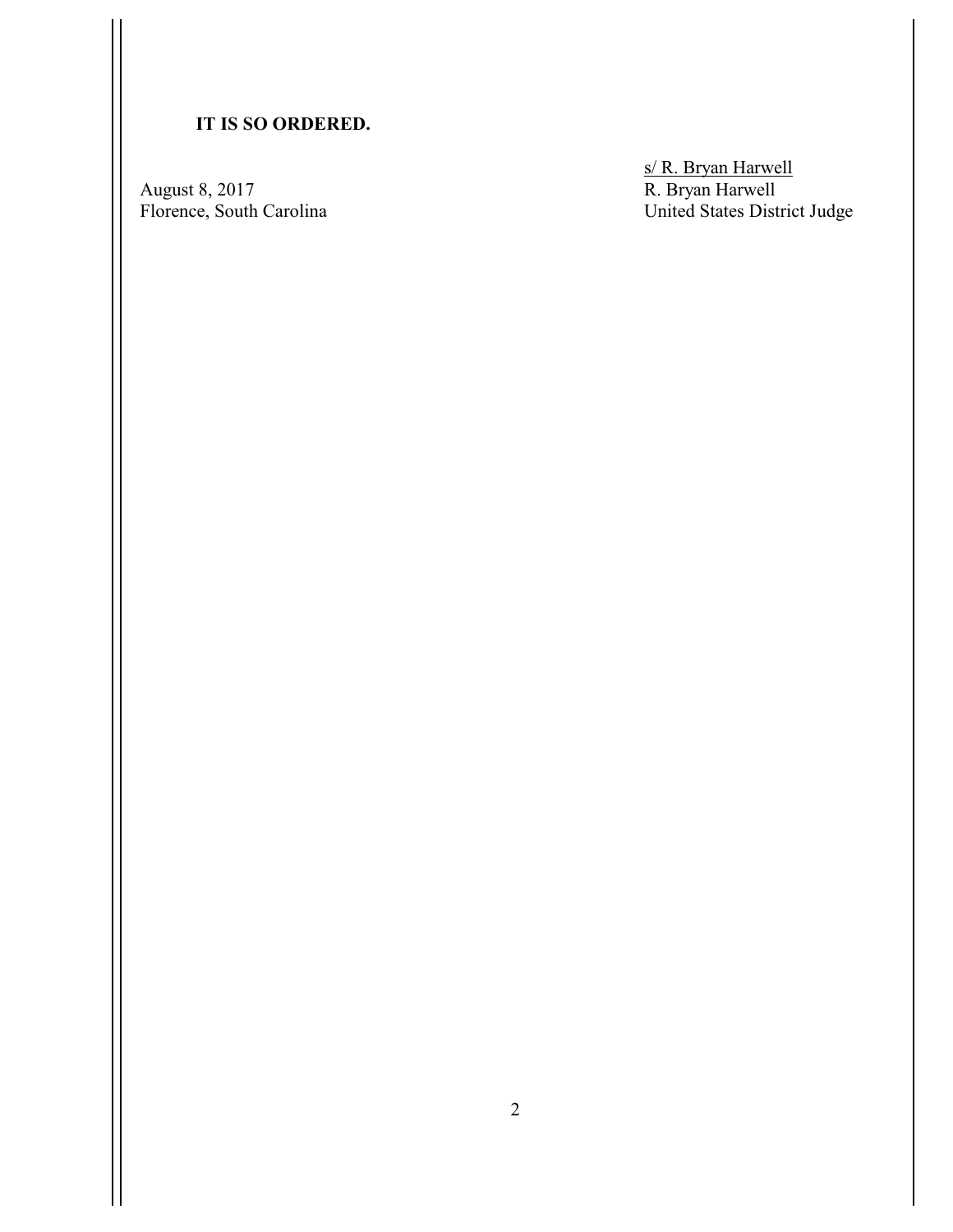**IT IS SO ORDERED.**

August 8, 2017
Florence, South Carolina

s/ R. Bryan Harwell
R. Bryan Harwell
United States District Judge